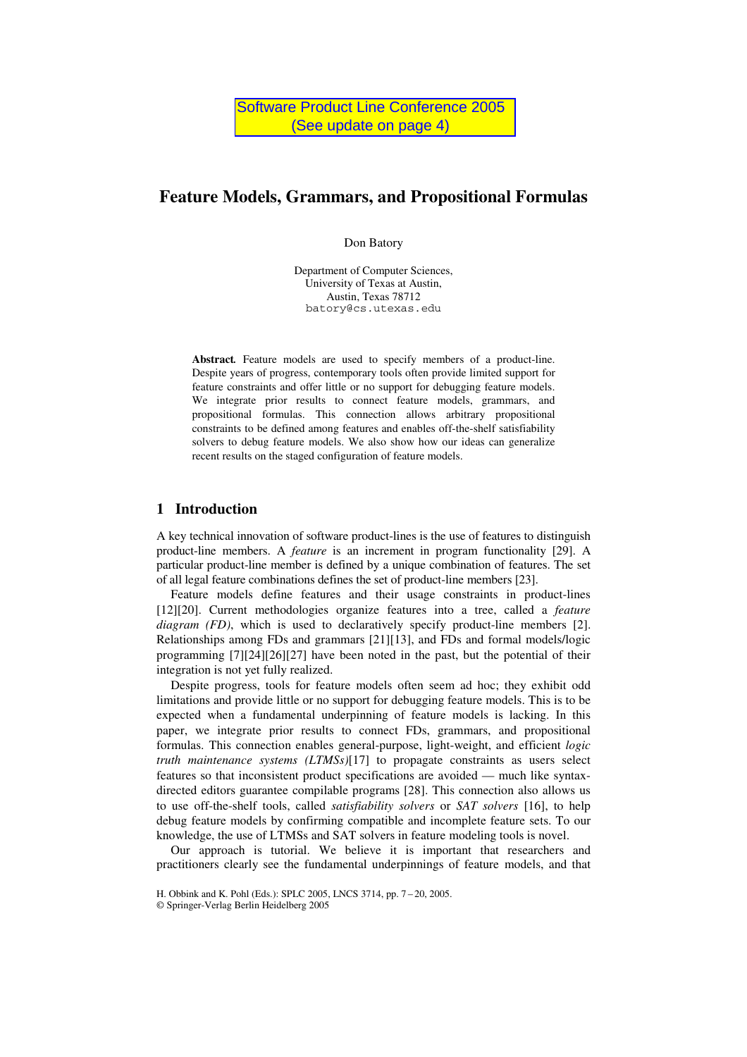Software Product Line Conference 2005
(See update on page 4)

# Feature Models, Grammars, and Propositional Formulas

Don Batory

Department of Computer Sciences,
University of Texas at Austin,
Austin, Texas 78712
batory@cs.utexas.edu

**Abstract.** Feature models are used to specify members of a product-line. Despite years of progress, contemporary tools often provide limited support for feature constraints and offer little or no support for debugging feature models. We integrate prior results to connect feature models, grammars, and propositional formulas. This connection allows arbitrary propositional constraints to be defined among features and enables off-the-shelf satisfiability solvers to debug feature models. We also show how our ideas can generalize recent results on the staged configuration of feature models.

## 1 Introduction

A key technical innovation of software product-lines is the use of features to distinguish product-line members. A *feature* is an increment in program functionality [29]. A particular product-line member is defined by a unique combination of features. The set of all legal feature combinations defines the set of product-line members [23].

Feature models define features and their usage constraints in product-lines [12][20]. Current methodologies organize features into a tree, called a *feature diagram (FD)*, which is used to declaratively specify product-line members [2]. Relationships among FDs and grammars [21][13], and FDs and formal models/logic programming [7][24][26][27] have been noted in the past, but the potential of their integration is not yet fully realized.

Despite progress, tools for feature models often seem ad hoc; they exhibit odd limitations and provide little or no support for debugging feature models. This is to be expected when a fundamental underpinning of feature models is lacking. In this paper, we integrate prior results to connect FDs, grammars, and propositional formulas. This connection enables general-purpose, light-weight, and efficient *logic truth maintenance systems (LTMSs)*[17] to propagate constraints as users select features so that inconsistent product specifications are avoided — much like syntax-directed editors guarantee compilable programs [28]. This connection also allows us to use off-the-shelf tools, called *satisfiability solvers* or *SAT solvers* [16], to help debug feature models by confirming compatible and incomplete feature sets. To our knowledge, the use of LTMSs and SAT solvers in feature modeling tools is novel.

Our approach is tutorial. We believe it is important that researchers and practitioners clearly see the fundamental underpinnings of feature models, and that

H. Obbink and K. Pohl (Eds.): SPLC 2005, LNCS 3714, pp. 7 – 20, 2005.
© Springer-Verlag Berlin Heidelberg 2005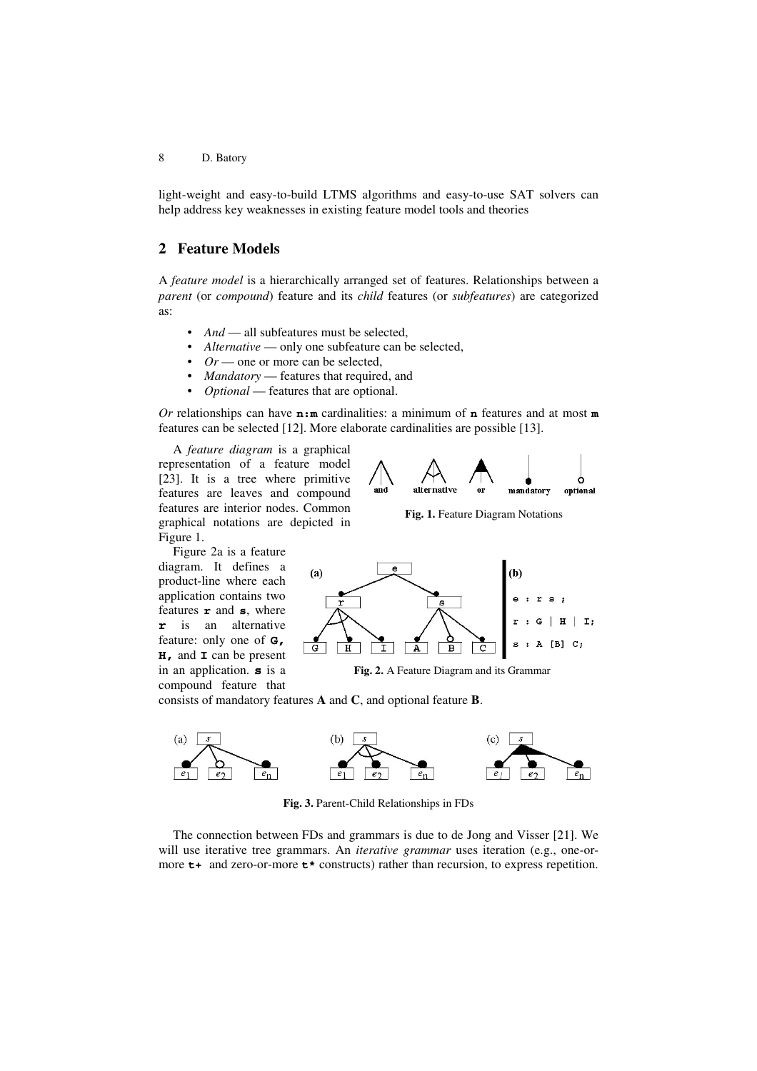light-weight and easy-to-build LTMS algorithms and easy-to-use SAT solvers can help address key weaknesses in existing feature model tools and theories

## 2 Feature Models

A *feature model* is a hierarchically arranged set of features. Relationships between a *parent* (or *compound*) feature and its *child* features (or *subfeatures*) are categorized as:

- *And* — all subfeatures must be selected,
- *Alternative* — only one subfeature can be selected,
- *Or* — one or more can be selected,
- *Mandatory* — features that required, and
- *Optional* — features that are optional.

*Or* relationships can have **n:m** cardinalities: a minimum of **n** features and at most **m** features can be selected [12]. More elaborate cardinalities are possible [13].

A *feature diagram* is a graphical representation of a feature model [23]. It is a tree where primitive features are leaves and compound features are interior nodes. Common graphical notations are depicted in Figure 1.

**Fig. 1.** Feature Diagram Notations

Figure 2a is a feature diagram. It defines a product-line where each application contains two features **r** and **s**, where **r** is an alternative feature: only one of **G**, **H**, and **I** can be present in an application. **s** is a compound feature that consists of mandatory features **A** and **C**, and optional feature **B**.

```
e : r s ;
r : G | H | I;
s : A [B] C;
```

**Fig. 2.** A Feature Diagram and its Grammar

**Fig. 3.** Parent-Child Relationships in FDs

The connection between FDs and grammars is due to de Jong and Visser [21]. We will use iterative tree grammars. An *iterative grammar* uses iteration (e.g., one-or-more **t+** and zero-or-more **t*** constructs) rather than recursion, to express repetition.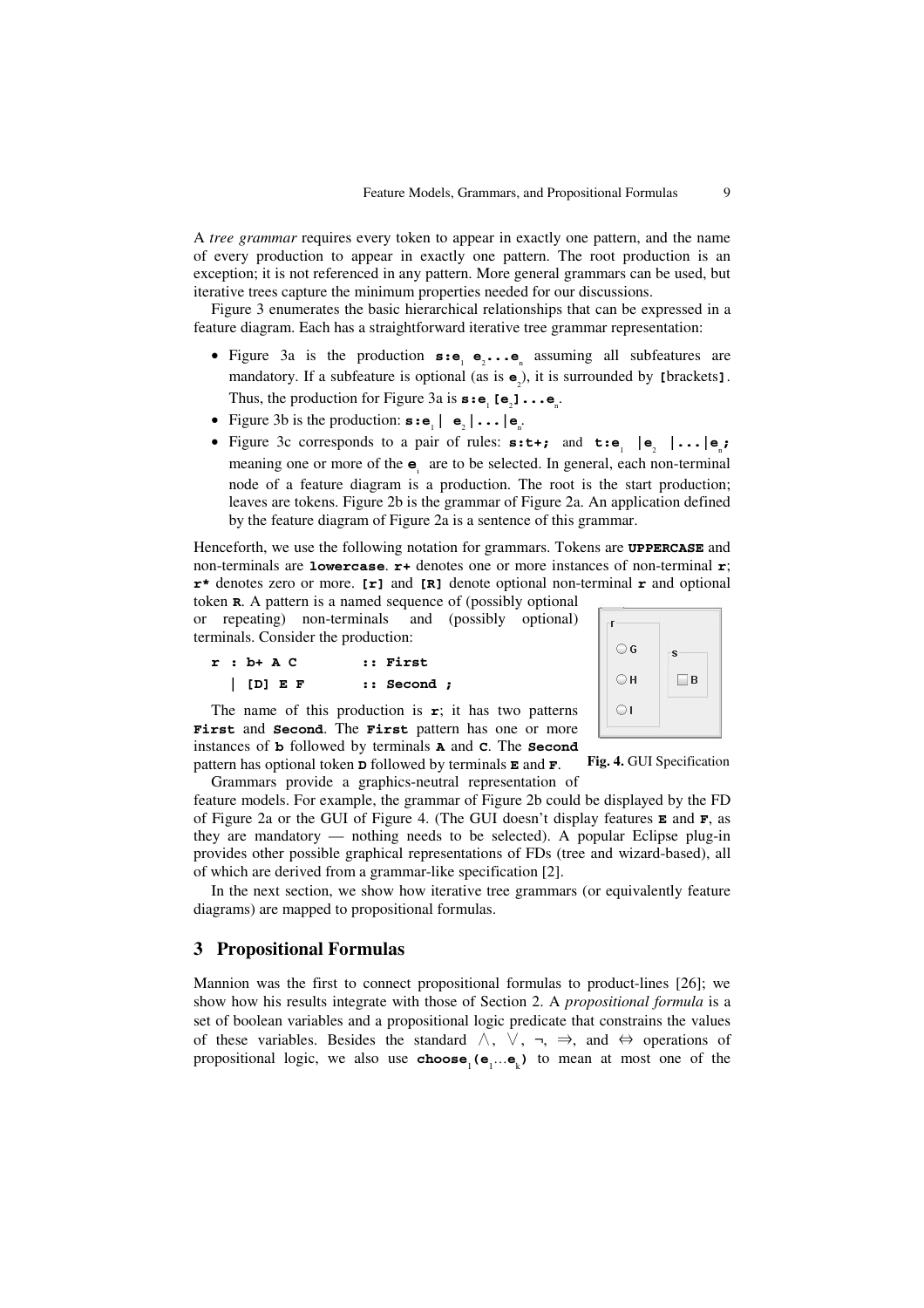A *tree grammar* requires every token to appear in exactly one pattern, and the name of every production to appear in exactly one pattern. The root production is an exception; it is not referenced in any pattern. More general grammars can be used, but iterative trees capture the minimum properties needed for our discussions.

Figure 3 enumerates the basic hierarchical relationships that can be expressed in a feature diagram. Each has a straightforward iterative tree grammar representation:

- Figure 3a is the production **s:e$_1$ e$_2$...e$_n$** assuming all subfeatures are mandatory. If a subfeature is optional (as is **e$_2$**), it is surrounded by **[**brackets**]**. Thus, the production for Figure 3a is **s:e$_1$ [e$_2$]...e$_n$**.
- Figure 3b is the production: **s:e$_1$ | e$_2$ |...|e$_n$**.
- Figure 3c corresponds to a pair of rules: **s:t+;** and **t:e$_1$ |e$_2$ |...|e$_n$;** meaning one or more of the **e$_i$** are to be selected. In general, each non-terminal node of a feature diagram is a production. The root is the start production; leaves are tokens. Figure 2b is the grammar of Figure 2a. An application defined by the feature diagram of Figure 2a is a sentence of this grammar.

Henceforth, we use the following notation for grammars. Tokens are **UPPERCASE** and non-terminals are **lowercase**. **r+** denotes one or more instances of non-terminal **r**; **r*** denotes zero or more. **[r]** and **[R]** denote optional non-terminal **r** and optional token **R**. A pattern is a named sequence of (possibly optional or repeating) non-terminals and (possibly optional) terminals. Consider the production:

```
r : b+ A C        :: First
  | [D] E F       :: Second ;
```

The name of this production is **r**; it has two patterns **First** and **Second**. The **First** pattern has one or more instances of **b** followed by terminals **A** and **C**. The **Second** pattern has optional token **D** followed by terminals **E** and **F**.

**Fig. 4.** GUI Specification

Grammars provide a graphics-neutral representation of feature models. For example, the grammar of Figure 2b could be displayed by the FD of Figure 2a or the GUI of Figure 4. (The GUI doesn't display features **E** and **F**, as they are mandatory — nothing needs to be selected). A popular Eclipse plug-in provides other possible graphical representations of FDs (tree and wizard-based), all of which are derived from a grammar-like specification [2].

In the next section, we show how iterative tree grammars (or equivalently feature diagrams) are mapped to propositional formulas.

## 3 Propositional Formulas

Mannion was the first to connect propositional formulas to product-lines [26]; we show how his results integrate with those of Section 2. A *propositional formula* is a set of boolean variables and a propositional logic predicate that constrains the values of these variables. Besides the standard $\wedge$, $\vee$, $\neg$, $\Rightarrow$, and $\Leftrightarrow$ operations of propositional logic, we also use **choose$_1$(e$_1$...e$_k$)** to mean at most one of the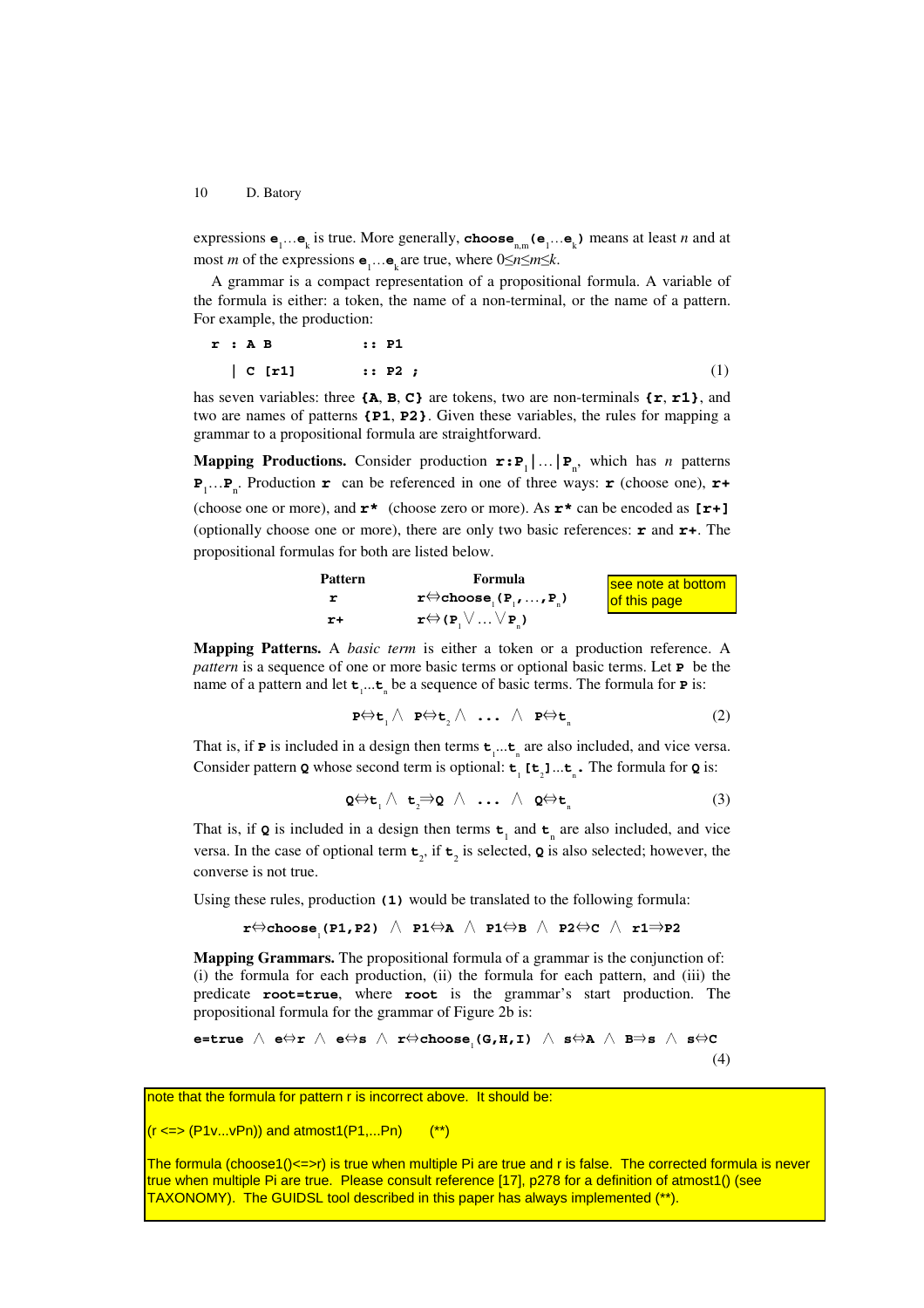expressions $\mathbf{e}_1 \ldots \mathbf{e}_k$ is true. More generally, $\mathbf{choose}_{n,m}(\mathbf{e}_1 \ldots \mathbf{e}_k)$ means at least $n$ and at most $m$ of the expressions $\mathbf{e}_1 \ldots \mathbf{e}_k$ are true, where $0 \le n \le m \le k$.

A grammar is a compact representation of a propositional formula. A variable of the formula is either: a token, the name of a non-terminal, or the name of a pattern. For example, the production:

```
r : A B        :: P1
  | C [r1]     :: P2 ;                                    (1)
```

has seven variables: three **{A, B, C}** are tokens, two are non-terminals **{r, r1}**, and two are names of patterns **{P1, P2}**. Given these variables, the rules for mapping a grammar to a propositional formula are straightforward.

**Mapping Productions.** Consider production $\mathbf{r}:\mathbf{P}_1|\ldots|\mathbf{P}_n$, which has $n$ patterns $\mathbf{P}_1 \ldots \mathbf{P}_n$. Production **r** can be referenced in one of three ways: **r** (choose one), **r+** (choose one or more), and **r\*** (choose zero or more). As **r\*** can be encoded as **[r+]** (optionally choose one or more), there are only two basic references: **r** and **r+**. The propositional formulas for both are listed below.

| Pattern | Formula |
|---|---|
| **r** | $\mathbf{r} \Leftrightarrow \mathbf{choose}_1(\mathbf{P}_1, \ldots, \mathbf{P}_n)$ |
| **r+** | $\mathbf{r} \Leftrightarrow (\mathbf{P}_1 \vee \ldots \vee \mathbf{P}_n)$ |

see note at bottom of this page

**Mapping Patterns.** A *basic term* is either a token or a production reference. A *pattern* is a sequence of one or more basic terms or optional basic terms. Let **P** be the name of a pattern and let $\mathbf{t}_1 \ldots \mathbf{t}_n$ be a sequence of basic terms. The formula for **P** is:

$$\mathbf{P} \Leftrightarrow \mathbf{t}_1 \wedge \mathbf{P} \Leftrightarrow \mathbf{t}_2 \wedge \ldots \wedge \mathbf{P} \Leftrightarrow \mathbf{t}_n \tag{2}$$

That is, if **P** is included in a design then terms $\mathbf{t}_1 \ldots \mathbf{t}_n$ are also included, and vice versa. Consider pattern **Q** whose second term is optional: $\mathbf{t}_1\ [\mathbf{t}_2] \ldots \mathbf{t}_n$. The formula for **Q** is:

$$\mathbf{Q} \Leftrightarrow \mathbf{t}_1 \wedge \mathbf{t}_2 \Rightarrow \mathbf{Q} \wedge \ldots \wedge \mathbf{Q} \Leftrightarrow \mathbf{t}_n \tag{3}$$

That is, if **Q** is included in a design then terms $\mathbf{t}_1$ and $\mathbf{t}_n$ are also included, and vice versa. In the case of optional term $\mathbf{t}_2$, if $\mathbf{t}_2$ is selected, **Q** is also selected; however, the converse is not true.

Using these rules, production **(1)** would be translated to the following formula:

$$\mathbf{r} \Leftrightarrow \mathbf{choose}_1(\mathbf{P1},\mathbf{P2}) \wedge \mathbf{P1} \Leftrightarrow \mathbf{A} \wedge \mathbf{P1} \Leftrightarrow \mathbf{B} \wedge \mathbf{P2} \Leftrightarrow \mathbf{C} \wedge \mathbf{r1} \Rightarrow \mathbf{P2}$$

**Mapping Grammars.** The propositional formula of a grammar is the conjunction of: (i) the formula for each production, (ii) the formula for each pattern, and (iii) the predicate **root=true**, where **root** is the grammar's start production. The propositional formula for the grammar of Figure 2b is:

$$\mathbf{e{=}true} \wedge \mathbf{e} \Leftrightarrow \mathbf{r} \wedge \mathbf{e} \Leftrightarrow \mathbf{s} \wedge \mathbf{r} \Leftrightarrow \mathbf{choose}_1(\mathbf{G,H,I}) \wedge \mathbf{s} \Leftrightarrow \mathbf{A} \wedge \mathbf{B} \Rightarrow \mathbf{s} \wedge \mathbf{s} \Leftrightarrow \mathbf{C} \tag{4}$$

note that the formula for pattern r is incorrect above. It should be:

(r <=> (P1v...vPn)) and atmost1(P1,...Pn)     (**)

The formula (choose1()<=>r) is true when multiple Pi are true and r is false. The corrected formula is never true when multiple Pi are true. Please consult reference [17], p278 for a definition of atmost1() (see TAXONOMY). The GUIDSL tool described in this paper has always implemented (**).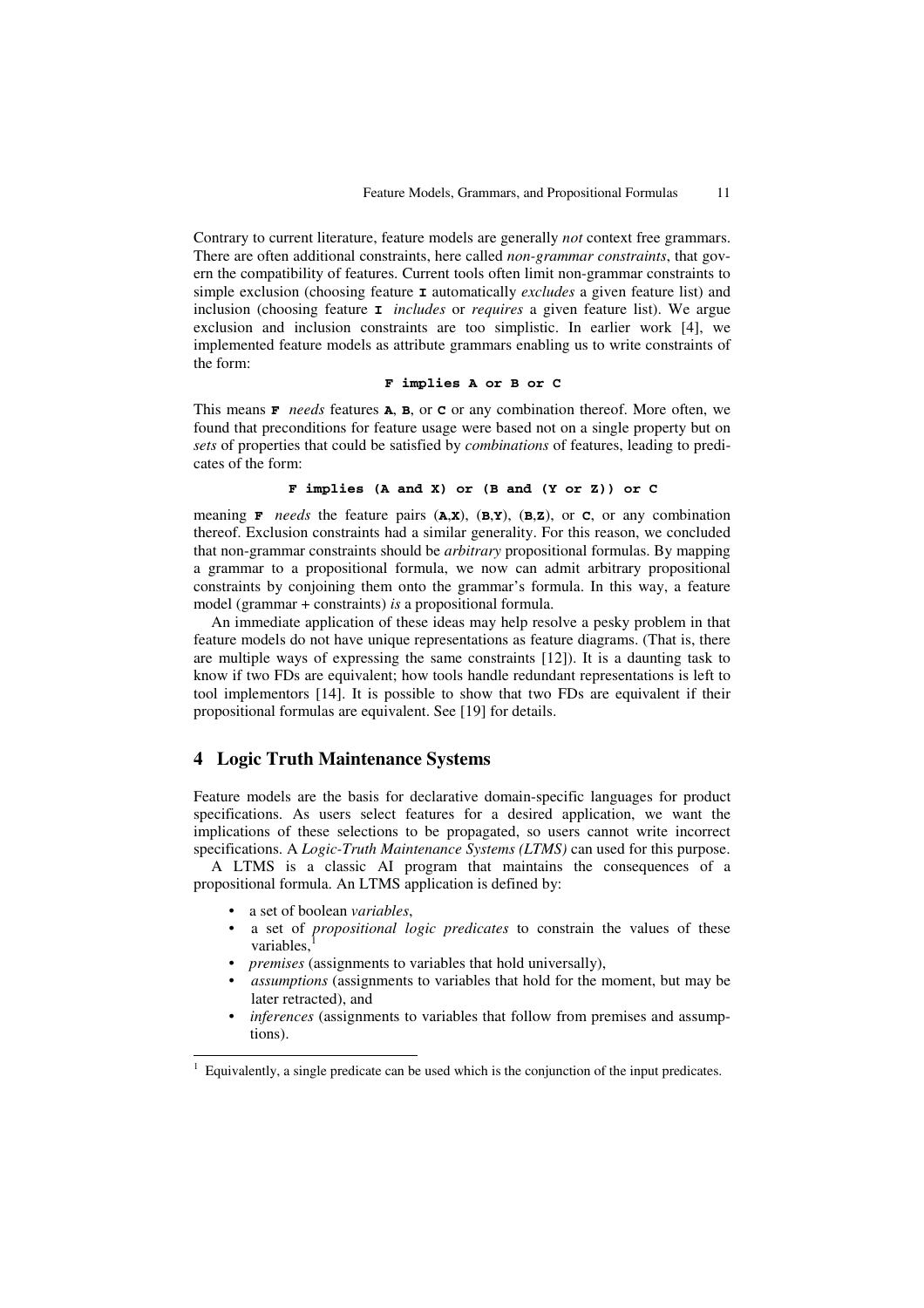Contrary to current literature, feature models are generally *not* context free grammars. There are often additional constraints, here called *non-grammar constraints*, that govern the compatibility of features. Current tools often limit non-grammar constraints to simple exclusion (choosing feature **I** automatically *excludes* a given feature list) and inclusion (choosing feature **I** *includes* or *requires* a given feature list). We argue exclusion and inclusion constraints are too simplistic. In earlier work [4], we implemented feature models as attribute grammars enabling us to write constraints of the form:

```
F implies A or B or C
```

This means **F** *needs* features **A**, **B**, or **C** or any combination thereof. More often, we found that preconditions for feature usage were based not on a single property but on *sets* of properties that could be satisfied by *combinations* of features, leading to predicates of the form:

```
F implies (A and X) or (B and (Y or Z)) or C
```

meaning **F** *needs* the feature pairs (**A**,**X**), (**B**,**Y**), (**B**,**Z**), or **C**, or any combination thereof. Exclusion constraints had a similar generality. For this reason, we concluded that non-grammar constraints should be *arbitrary* propositional formulas. By mapping a grammar to a propositional formula, we now can admit arbitrary propositional constraints by conjoining them onto the grammar's formula. In this way, a feature model (grammar + constraints) *is* a propositional formula.

An immediate application of these ideas may help resolve a pesky problem in that feature models do not have unique representations as feature diagrams. (That is, there are multiple ways of expressing the same constraints [12]). It is a daunting task to know if two FDs are equivalent; how tools handle redundant representations is left to tool implementors [14]. It is possible to show that two FDs are equivalent if their propositional formulas are equivalent. See [19] for details.

## 4 Logic Truth Maintenance Systems

Feature models are the basis for declarative domain-specific languages for product specifications. As users select features for a desired application, we want the implications of these selections to be propagated, so users cannot write incorrect specifications. A *Logic-Truth Maintenance Systems (LTMS)* can used for this purpose.

A LTMS is a classic AI program that maintains the consequences of a propositional formula. An LTMS application is defined by:

- a set of boolean *variables*,
- a set of *propositional logic predicates* to constrain the values of these variables,[1]
- *premises* (assignments to variables that hold universally),
- *assumptions* (assignments to variables that hold for the moment, but may be later retracted), and
- *inferences* (assignments to variables that follow from premises and assumptions).

[1] Equivalently, a single predicate can be used which is the conjunction of the input predicates.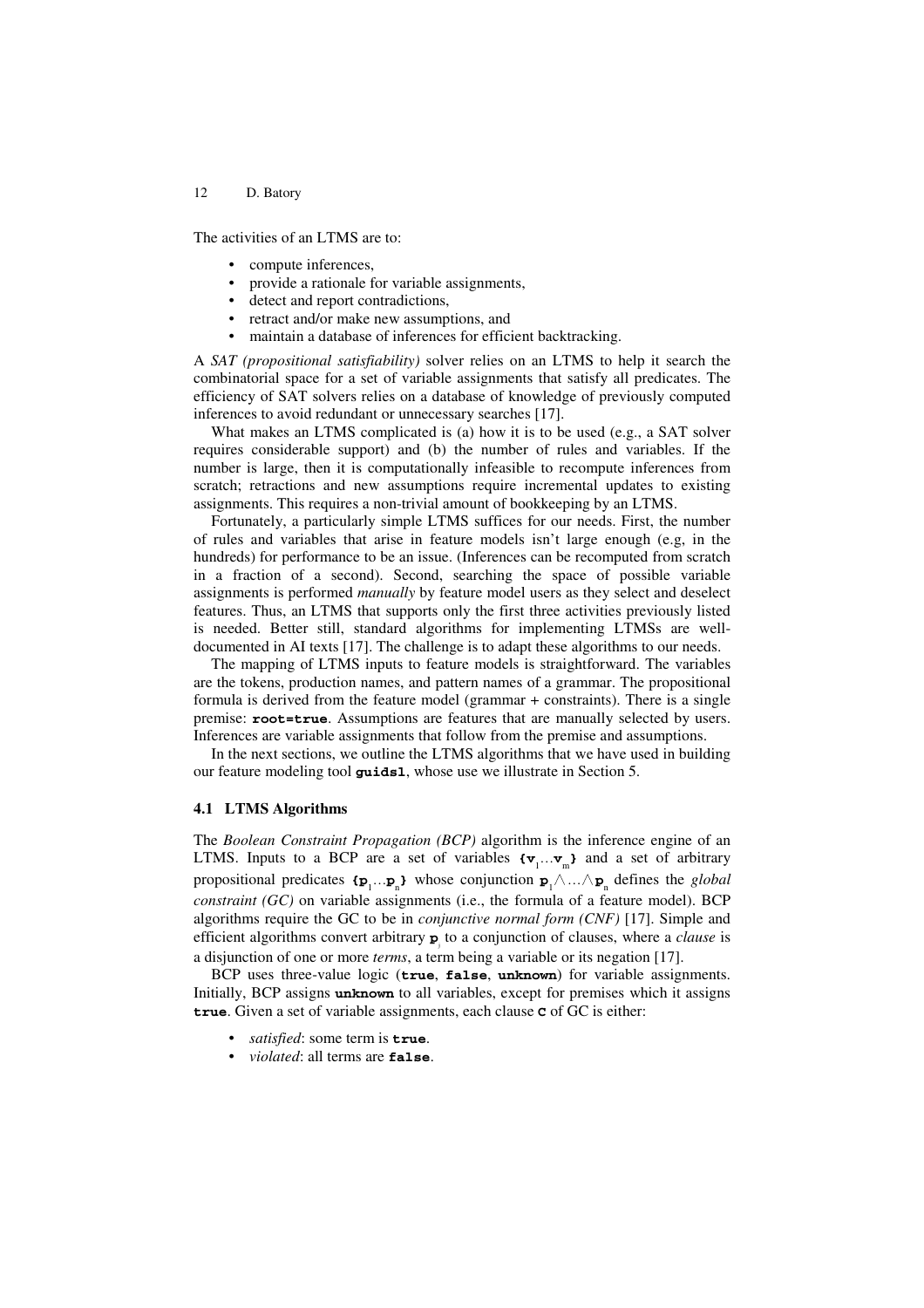The activities of an LTMS are to:

- compute inferences,
- provide a rationale for variable assignments,
- detect and report contradictions,
- retract and/or make new assumptions, and
- maintain a database of inferences for efficient backtracking.

A *SAT (propositional satisfiability)* solver relies on an LTMS to help it search the combinatorial space for a set of variable assignments that satisfy all predicates. The efficiency of SAT solvers relies on a database of knowledge of previously computed inferences to avoid redundant or unnecessary searches [17].

What makes an LTMS complicated is (a) how it is to be used (e.g., a SAT solver requires considerable support) and (b) the number of rules and variables. If the number is large, then it is computationally infeasible to recompute inferences from scratch; retractions and new assumptions require incremental updates to existing assignments. This requires a non-trivial amount of bookkeeping by an LTMS.

Fortunately, a particularly simple LTMS suffices for our needs. First, the number of rules and variables that arise in feature models isn't large enough (e.g, in the hundreds) for performance to be an issue. (Inferences can be recomputed from scratch in a fraction of a second). Second, searching the space of possible variable assignments is performed *manually* by feature model users as they select and deselect features. Thus, an LTMS that supports only the first three activities previously listed is needed. Better still, standard algorithms for implementing LTMSs are well-documented in AI texts [17]. The challenge is to adapt these algorithms to our needs.

The mapping of LTMS inputs to feature models is straightforward. The variables are the tokens, production names, and pattern names of a grammar. The propositional formula is derived from the feature model (grammar + constraints). There is a single premise: **root=true**. Assumptions are features that are manually selected by users. Inferences are variable assignments that follow from the premise and assumptions.

In the next sections, we outline the LTMS algorithms that we have used in building our feature modeling tool **guidsl**, whose use we illustrate in Section 5.

### 4.1 LTMS Algorithms

The *Boolean Constraint Propagation (BCP)* algorithm is the inference engine of an LTMS. Inputs to a BCP are a set of variables $\{v_1 \ldots v_m\}$ and a set of arbitrary propositional predicates $\{p_1 \ldots p_n\}$ whose conjunction $p_1 \wedge \ldots \wedge p_n$ defines the *global constraint (GC)* on variable assignments (i.e., the formula of a feature model). BCP algorithms require the GC to be in *conjunctive normal form (CNF)* [17]. Simple and efficient algorithms convert arbitrary $p_j$ to a conjunction of clauses, where a *clause* is a disjunction of one or more *terms*, a term being a variable or its negation [17].

BCP uses three-value logic (**true**, **false**, **unknown**) for variable assignments. Initially, BCP assigns **unknown** to all variables, except for premises which it assigns **true**. Given a set of variable assignments, each clause **C** of GC is either:

- *satisfied*: some term is **true**.
- *violated*: all terms are **false**.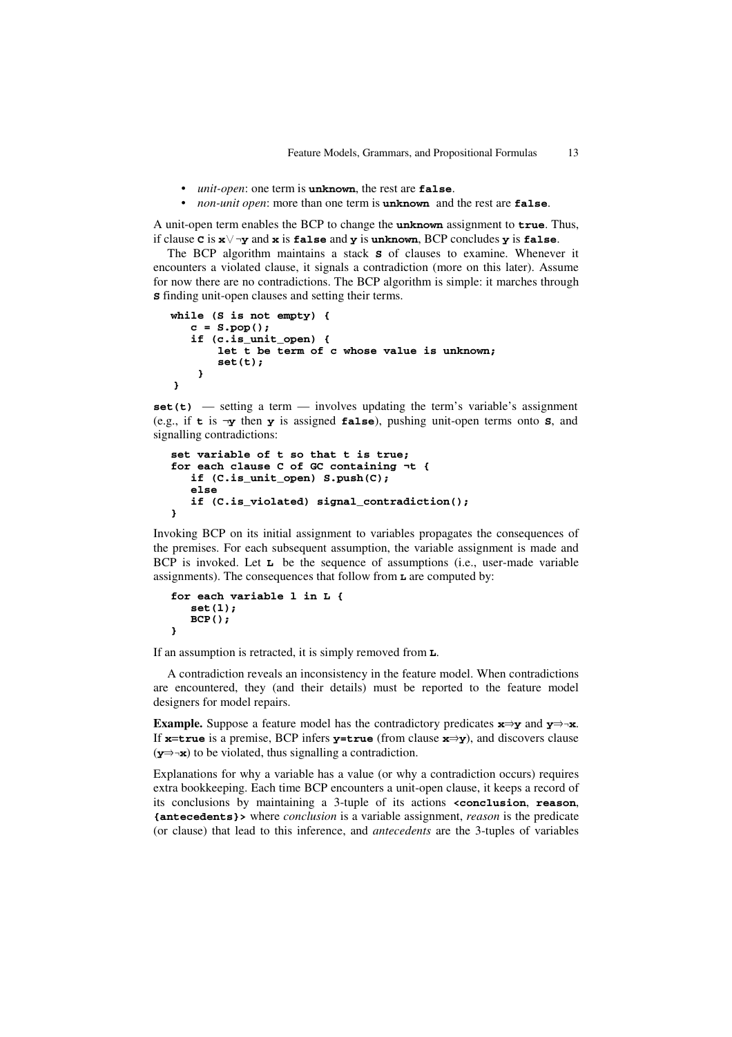- *unit-open*: one term is **unknown**, the rest are **false**.
- *non-unit open*: more than one term is **unknown** and the rest are **false**.

A unit-open term enables the BCP to change the **unknown** assignment to **true**. Thus, if clause **C** is $\mathbf{x} \vee \neg \mathbf{y}$ and **x** is **false** and **y** is **unknown**, BCP concludes **y** is **false**.

The BCP algorithm maintains a stack **S** of clauses to examine. Whenever it encounters a violated clause, it signals a contradiction (more on this later). Assume for now there are no contradictions. The BCP algorithm is simple: it marches through **S** finding unit-open clauses and setting their terms.

```
while (S is not empty) {
   c = S.pop();
   if (c.is_unit_open) {
        let t be term of c whose value is unknown;
        set(t);
    }
 }
```

**set(t)** — setting a term — involves updating the term's variable's assignment (e.g., if **t** is $\neg$**y** then **y** is assigned **false**), pushing unit-open terms onto **S**, and signalling contradictions:

```
set variable of t so that t is true;
for each clause C of GC containing ¬t {
   if (C.is_unit_open) S.push(C);
   else
   if (C.is_violated) signal_contradiction();
}
```

Invoking BCP on its initial assignment to variables propagates the consequences of the premises. For each subsequent assumption, the variable assignment is made and BCP is invoked. Let **L** be the sequence of assumptions (i.e., user-made variable assignments). The consequences that follow from **L** are computed by:

```
for each variable l in L {
   set(l);
   BCP();
}
```

If an assumption is retracted, it is simply removed from **L**.

A contradiction reveals an inconsistency in the feature model. When contradictions are encountered, they (and their details) must be reported to the feature model designers for model repairs.

**Example.** Suppose a feature model has the contradictory predicates $\mathbf{x} \Rightarrow \mathbf{y}$ and $\mathbf{y} \Rightarrow \neg \mathbf{x}$. If **x=true** is a premise, BCP infers **y=true** (from clause $\mathbf{x} \Rightarrow \mathbf{y}$), and discovers clause ($\mathbf{y} \Rightarrow \neg \mathbf{x}$) to be violated, thus signalling a contradiction.

Explanations for why a variable has a value (or why a contradiction occurs) requires extra bookkeeping. Each time BCP encounters a unit-open clause, it keeps a record of its conclusions by maintaining a 3-tuple of its actions **<conclusion**, **reason**, **{antecedents}>** where *conclusion* is a variable assignment, *reason* is the predicate (or clause) that lead to this inference, and *antecedents* are the 3-tuples of variables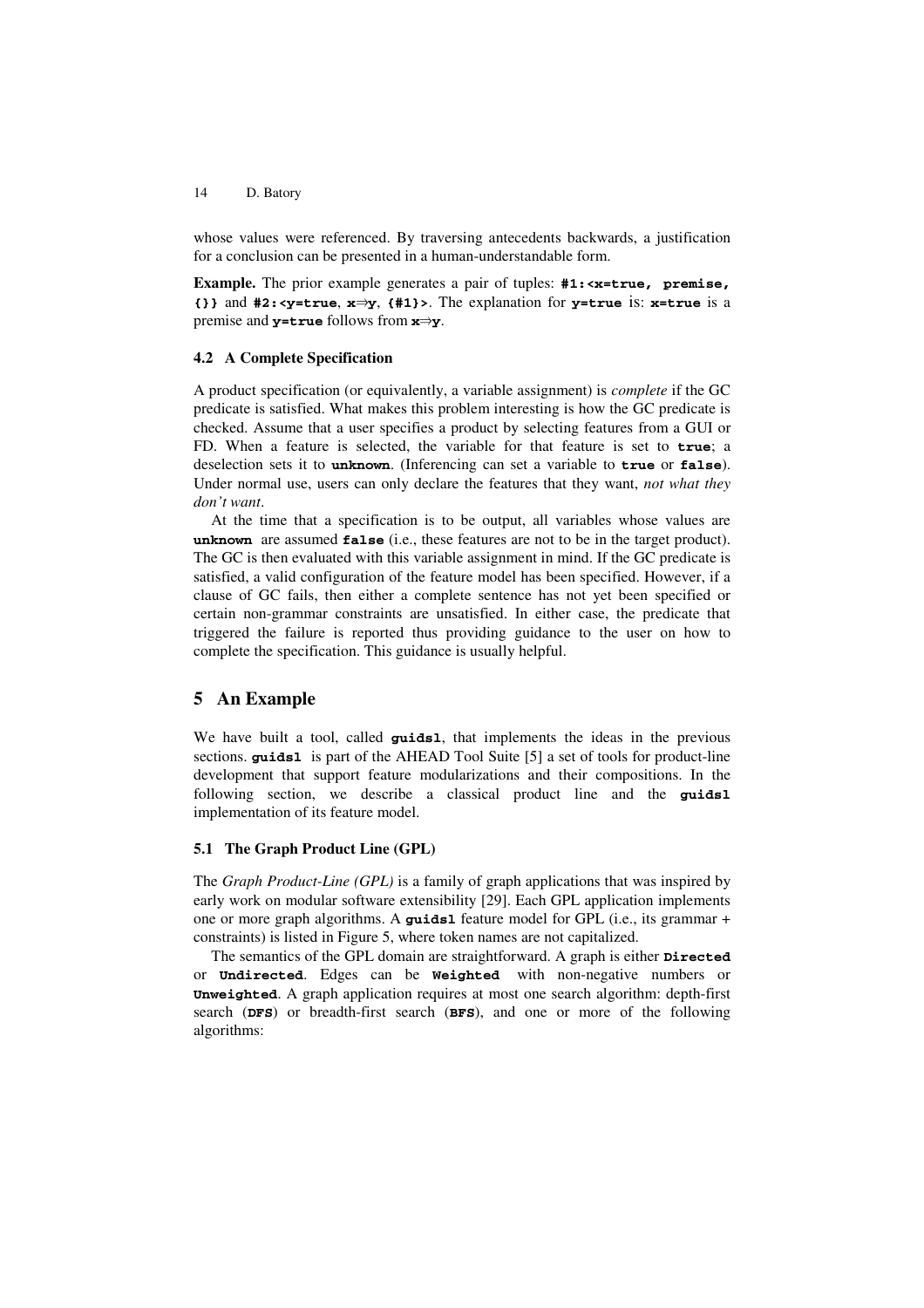whose values were referenced. By traversing antecedents backwards, a justification for a conclusion can be presented in a human-understandable form.

**Example.** The prior example generates a pair of tuples: **#1:<x=true, premise, {}>** and **#2:<y=true, x⇒y, {#1}>**. The explanation for **y=true** is: **x=true** is a premise and **y=true** follows from **x⇒y**.

### 4.2 A Complete Specification

A product specification (or equivalently, a variable assignment) is *complete* if the GC predicate is satisfied. What makes this problem interesting is how the GC predicate is checked. Assume that a user specifies a product by selecting features from a GUI or FD. When a feature is selected, the variable for that feature is set to **true**; a deselection sets it to **unknown**. (Inferencing can set a variable to **true** or **false**). Under normal use, users can only declare the features that they want, *not what they don't want*.

At the time that a specification is to be output, all variables whose values are **unknown** are assumed **false** (i.e., these features are not to be in the target product). The GC is then evaluated with this variable assignment in mind. If the GC predicate is satisfied, a valid configuration of the feature model has been specified. However, if a clause of GC fails, then either a complete sentence has not yet been specified or certain non-grammar constraints are unsatisfied. In either case, the predicate that triggered the failure is reported thus providing guidance to the user on how to complete the specification. This guidance is usually helpful.

## 5 An Example

We have built a tool, called **guidsl**, that implements the ideas in the previous sections. **guidsl** is part of the AHEAD Tool Suite [5] a set of tools for product-line development that support feature modularizations and their compositions. In the following section, we describe a classical product line and the **guidsl** implementation of its feature model.

### 5.1 The Graph Product Line (GPL)

The *Graph Product-Line (GPL)* is a family of graph applications that was inspired by early work on modular software extensibility [29]. Each GPL application implements one or more graph algorithms. A **guidsl** feature model for GPL (i.e., its grammar + constraints) is listed in Figure 5, where token names are not capitalized.

The semantics of the GPL domain are straightforward. A graph is either **Directed** or **Undirected**. Edges can be **Weighted** with non-negative numbers or **Unweighted**. A graph application requires at most one search algorithm: depth-first search (**DFS**) or breadth-first search (**BFS**), and one or more of the following algorithms: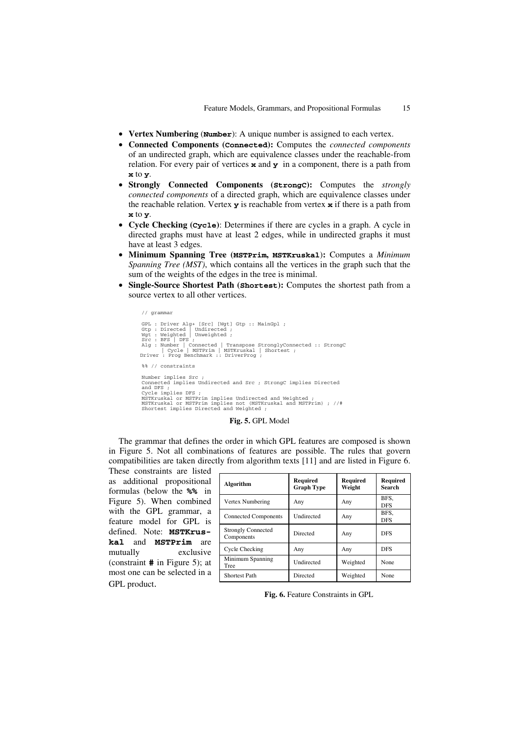- **Vertex Numbering (`Number`)**: A unique number is assigned to each vertex.
- **Connected Components (`Connected`):** Computes the *connected components* of an undirected graph, which are equivalence classes under the reachable-from relation. For every pair of vertices **x** and **y** in a component, there is a path from **x** to **y**.
- **Strongly Connected Components (`StrongC`):** Computes the *strongly connected components* of a directed graph, which are equivalence classes under the reachable relation. Vertex **y** is reachable from vertex **x** if there is a path from **x** to **y**.
- **Cycle Checking (`Cycle`)**: Determines if there are cycles in a graph. A cycle in directed graphs must have at least 2 edges, while in undirected graphs it must have at least 3 edges.
- **Minimum Spanning Tree (`MSTPrim`, `MSTKruskal`):** Computes a *Minimum Spanning Tree (MST)*, which contains all the vertices in the graph such that the sum of the weights of the edges in the tree is minimal.
- **Single-Source Shortest Path (`Shortest`):** Computes the shortest path from a source vertex to all other vertices.

```
// grammar

GPL : Driver Alg+ [Src] [Wgt] Gtp :: MainGpl ;
Gtp : Directed | Undirected ;
Wgt : Weighted | Unweighted ;
Src : BFS | DFS ;
Alg : Number | Connected | Transpose StronglyConnected :: StrongC
    | Cycle | MSTPrim | MSTKruskal | Shortest ;
Driver : Prog Benchmark :: DriverProg ;

%% // constraints

Number implies Src ;
Connected implies Undirected and Src ; StrongC implies Directed
and DFS ;
Cycle implies DFS ;
MSTKruskal or MSTPrim implies Undirected and Weighted ;
MSTKruskal or MSTPrim implies not (MSTKruskal and MSTPrim) ; //#
Shortest implies Directed and Weighted ;
```

**Fig. 5.** GPL Model

The grammar that defines the order in which GPL features are composed is shown in Figure 5. Not all combinations of features are possible. The rules that govern compatibilities are taken directly from algorithm texts [11] and are listed in Figure 6. These constraints are listed as additional propositional formulas (below the **%%** in Figure 5). When combined with the GPL grammar, a feature model for GPL is defined. Note: **MSTKruskal** and **MSTPrim** are mutually exclusive (constraint **#** in Figure 5); at most one can be selected in a GPL product.

| Algorithm | Required Graph Type | Required Weight | Required Search |
|---|---|---|---|
| Vertex Numbering | Any | Any | BFS, DFS |
| Connected Components | Undirected | Any | BFS, DFS |
| Strongly Connected Components | Directed | Any | DFS |
| Cycle Checking | Any | Any | DFS |
| Minimum Spanning Tree | Undirected | Weighted | None |
| Shortest Path | Directed | Weighted | None |

**Fig. 6.** Feature Constraints in GPL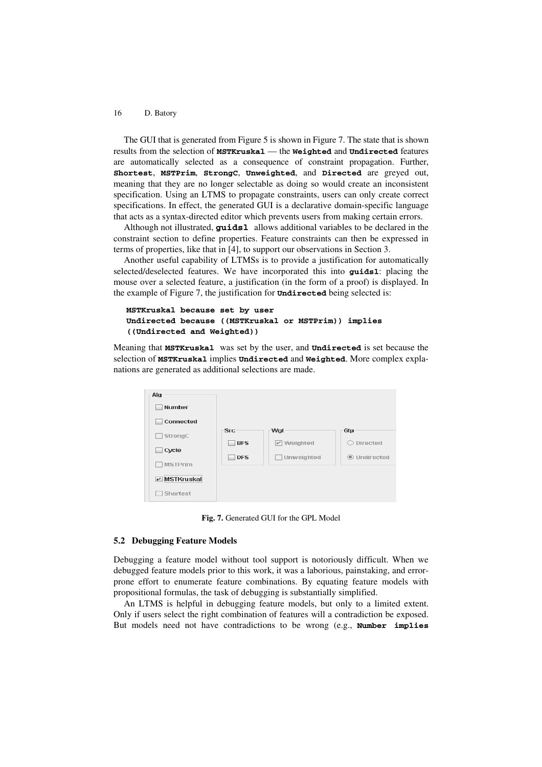The GUI that is generated from Figure 5 is shown in Figure 7. The state that is shown results from the selection of **MSTKruskal** — the **Weighted** and **Undirected** features are automatically selected as a consequence of constraint propagation. Further, **Shortest**, **MSTPrim**, **StrongC**, **Unweighted**, and **Directed** are greyed out, meaning that they are no longer selectable as doing so would create an inconsistent specification. Using an LTMS to propagate constraints, users can only create correct specifications. In effect, the generated GUI is a declarative domain-specific language that acts as a syntax-directed editor which prevents users from making certain errors.

Although not illustrated, **guidsl** allows additional variables to be declared in the constraint section to define properties. Feature constraints can then be expressed in terms of properties, like that in [4], to support our observations in Section 3.

Another useful capability of LTMSs is to provide a justification for automatically selected/deselected features. We have incorporated this into **guidsl**: placing the mouse over a selected feature, a justification (in the form of a proof) is displayed. In the example of Figure 7, the justification for **Undirected** being selected is:

```
MSTKruskal because set by user
Undirected because ((MSTKruskal or MSTPrim)) implies
 ((Undirected and Weighted))
```

Meaning that **MSTKruskal** was set by the user, and **Undirected** is set because the selection of **MSTKruskal** implies **Undirected** and **Weighted**. More complex explanations are generated as additional selections are made.

**Fig. 7.** Generated GUI for the GPL Model

### 5.2 Debugging Feature Models

Debugging a feature model without tool support is notoriously difficult. When we debugged feature models prior to this work, it was a laborious, painstaking, and error-prone effort to enumerate feature combinations. By equating feature models with propositional formulas, the task of debugging is substantially simplified.

An LTMS is helpful in debugging feature models, but only to a limited extent. Only if users select the right combination of features will a contradiction be exposed. But models need not have contradictions to be wrong (e.g., **Number implies**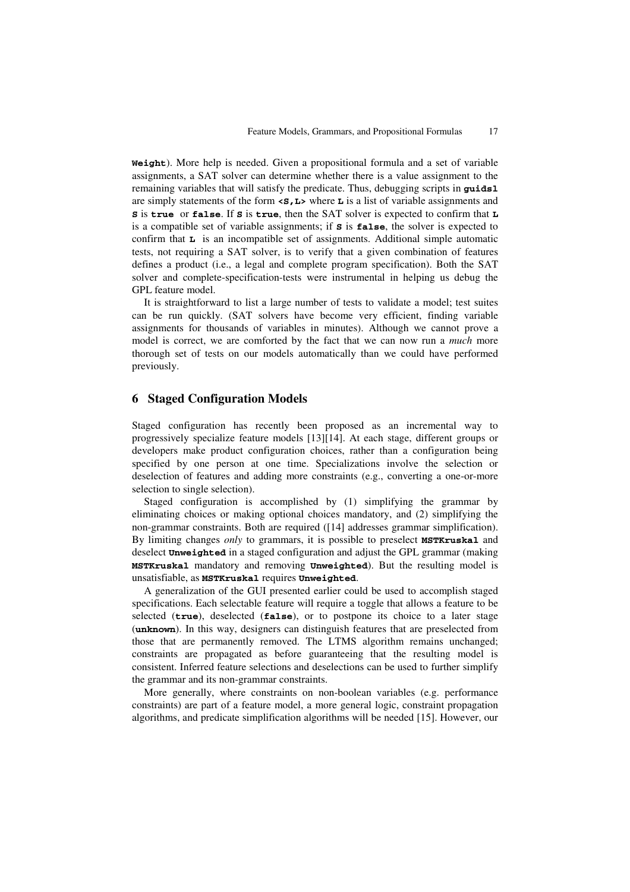**Weight**). More help is needed. Given a propositional formula and a set of variable assignments, a SAT solver can determine whether there is a value assignment to the remaining variables that will satisfy the predicate. Thus, debugging scripts in **guidsl** are simply statements of the form **<S,L>** where **L** is a list of variable assignments and **S** is **true** or **false**. If **S** is **true**, then the SAT solver is expected to confirm that **L** is a compatible set of variable assignments; if **S** is **false**, the solver is expected to confirm that **L** is an incompatible set of assignments. Additional simple automatic tests, not requiring a SAT solver, is to verify that a given combination of features defines a product (i.e., a legal and complete program specification). Both the SAT solver and complete-specification-tests were instrumental in helping us debug the GPL feature model.

It is straightforward to list a large number of tests to validate a model; test suites can be run quickly. (SAT solvers have become very efficient, finding variable assignments for thousands of variables in minutes). Although we cannot prove a model is correct, we are comforted by the fact that we can now run a *much* more thorough set of tests on our models automatically than we could have performed previously.

## 6 Staged Configuration Models

Staged configuration has recently been proposed as an incremental way to progressively specialize feature models [13][14]. At each stage, different groups or developers make product configuration choices, rather than a configuration being specified by one person at one time. Specializations involve the selection or deselection of features and adding more constraints (e.g., converting a one-or-more selection to single selection).

Staged configuration is accomplished by (1) simplifying the grammar by eliminating choices or making optional choices mandatory, and (2) simplifying the non-grammar constraints. Both are required ([14] addresses grammar simplification). By limiting changes *only* to grammars, it is possible to preselect **MSTKruskal** and deselect **Unweighted** in a staged configuration and adjust the GPL grammar (making **MSTKruskal** mandatory and removing **Unweighted**). But the resulting model is unsatisfiable, as **MSTKruskal** requires **Unweighted**.

A generalization of the GUI presented earlier could be used to accomplish staged specifications. Each selectable feature will require a toggle that allows a feature to be selected (**true**), deselected (**false**), or to postpone its choice to a later stage (**unknown**). In this way, designers can distinguish features that are preselected from those that are permanently removed. The LTMS algorithm remains unchanged; constraints are propagated as before guaranteeing that the resulting model is consistent. Inferred feature selections and deselections can be used to further simplify the grammar and its non-grammar constraints.

More generally, where constraints on non-boolean variables (e.g. performance constraints) are part of a feature model, a more general logic, constraint propagation algorithms, and predicate simplification algorithms will be needed [15]. However, our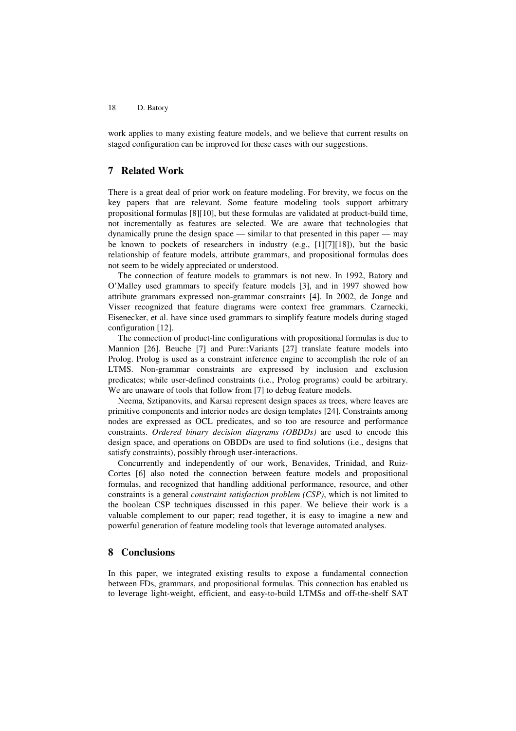work applies to many existing feature models, and we believe that current results on staged configuration can be improved for these cases with our suggestions.

## 7 Related Work

There is a great deal of prior work on feature modeling. For brevity, we focus on the key papers that are relevant. Some feature modeling tools support arbitrary propositional formulas [8][10], but these formulas are validated at product-build time, not incrementally as features are selected. We are aware that technologies that dynamically prune the design space — similar to that presented in this paper — may be known to pockets of researchers in industry (e.g., [1][7][18]), but the basic relationship of feature models, attribute grammars, and propositional formulas does not seem to be widely appreciated or understood.

The connection of feature models to grammars is not new. In 1992, Batory and O'Malley used grammars to specify feature models [3], and in 1997 showed how attribute grammars expressed non-grammar constraints [4]. In 2002, de Jonge and Visser recognized that feature diagrams were context free grammars. Czarnecki, Eisenecker, et al. have since used grammars to simplify feature models during staged configuration [12].

The connection of product-line configurations with propositional formulas is due to Mannion [26]. Beuche [7] and Pure::Variants [27] translate feature models into Prolog. Prolog is used as a constraint inference engine to accomplish the role of an LTMS. Non-grammar constraints are expressed by inclusion and exclusion predicates; while user-defined constraints (i.e., Prolog programs) could be arbitrary. We are unaware of tools that follow from [7] to debug feature models.

Neema, Sztipanovits, and Karsai represent design spaces as trees, where leaves are primitive components and interior nodes are design templates [24]. Constraints among nodes are expressed as OCL predicates, and so too are resource and performance constraints. *Ordered binary decision diagrams (OBDDs)* are used to encode this design space, and operations on OBDDs are used to find solutions (i.e., designs that satisfy constraints), possibly through user-interactions.

Concurrently and independently of our work, Benavides, Trinidad, and Ruiz-Cortes [6] also noted the connection between feature models and propositional formulas, and recognized that handling additional performance, resource, and other constraints is a general *constraint satisfaction problem (CSP)*, which is not limited to the boolean CSP techniques discussed in this paper. We believe their work is a valuable complement to our paper; read together, it is easy to imagine a new and powerful generation of feature modeling tools that leverage automated analyses.

## 8 Conclusions

In this paper, we integrated existing results to expose a fundamental connection between FDs, grammars, and propositional formulas. This connection has enabled us to leverage light-weight, efficient, and easy-to-build LTMSs and off-the-shelf SAT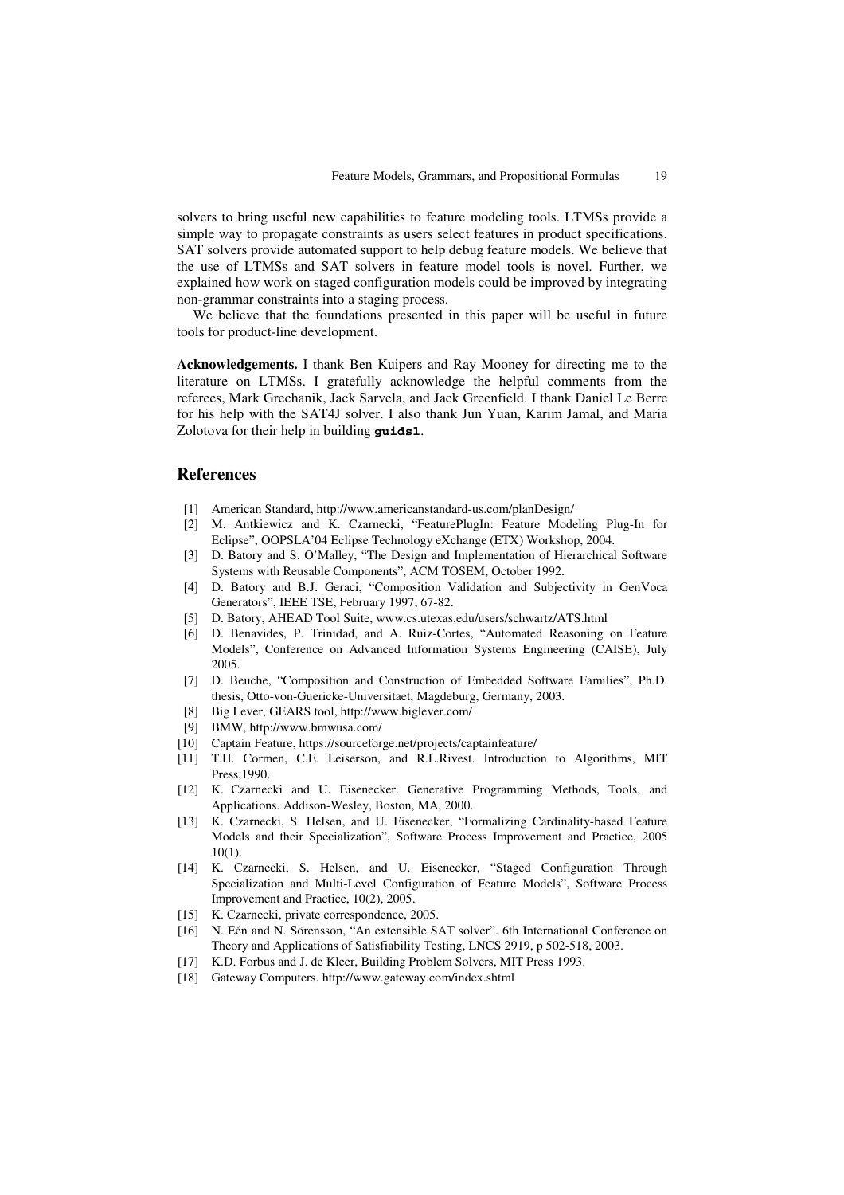solvers to bring useful new capabilities to feature modeling tools. LTMSs provide a simple way to propagate constraints as users select features in product specifications. SAT solvers provide automated support to help debug feature models. We believe that the use of LTMSs and SAT solvers in feature model tools is novel. Further, we explained how work on staged configuration models could be improved by integrating non-grammar constraints into a staging process.

We believe that the foundations presented in this paper will be useful in future tools for product-line development.

**Acknowledgements.** I thank Ben Kuipers and Ray Mooney for directing me to the literature on LTMSs. I gratefully acknowledge the helpful comments from the referees, Mark Grechanik, Jack Sarvela, and Jack Greenfield. I thank Daniel Le Berre for his help with the SAT4J solver. I also thank Jun Yuan, Karim Jamal, and Maria Zolotova for their help in building **`guidsl`**.

## References

[1] American Standard, http://www.americanstandard-us.com/planDesign/

[2] M. Antkiewicz and K. Czarnecki, "FeaturePlugIn: Feature Modeling Plug-In for Eclipse", OOPSLA'04 Eclipse Technology eXchange (ETX) Workshop, 2004.

[3] D. Batory and S. O'Malley, "The Design and Implementation of Hierarchical Software Systems with Reusable Components", ACM TOSEM, October 1992.

[4] D. Batory and B.J. Geraci, "Composition Validation and Subjectivity in GenVoca Generators", IEEE TSE, February 1997, 67-82.

[5] D. Batory, AHEAD Tool Suite, www.cs.utexas.edu/users/schwartz/ATS.html

[6] D. Benavides, P. Trinidad, and A. Ruiz-Cortes, "Automated Reasoning on Feature Models", Conference on Advanced Information Systems Engineering (CAISE), July 2005.

[7] D. Beuche, "Composition and Construction of Embedded Software Families", Ph.D. thesis, Otto-von-Guericke-Universitaet, Magdeburg, Germany, 2003.

[8] Big Lever, GEARS tool, http://www.biglever.com/

[9] BMW, http://www.bmwusa.com/

[10] Captain Feature, https://sourceforge.net/projects/captainfeature/

[11] T.H. Cormen, C.E. Leiserson, and R.L.Rivest. Introduction to Algorithms, MIT Press,1990.

[12] K. Czarnecki and U. Eisenecker. Generative Programming Methods, Tools, and Applications. Addison-Wesley, Boston, MA, 2000.

[13] K. Czarnecki, S. Helsen, and U. Eisenecker, "Formalizing Cardinality-based Feature Models and their Specialization", Software Process Improvement and Practice, 2005 10(1).

[14] K. Czarnecki, S. Helsen, and U. Eisenecker, "Staged Configuration Through Specialization and Multi-Level Configuration of Feature Models", Software Process Improvement and Practice, 10(2), 2005.

[15] K. Czarnecki, private correspondence, 2005.

[16] N. Eén and N. Sörensson, "An extensible SAT solver". 6th International Conference on Theory and Applications of Satisfiability Testing, LNCS 2919, p 502-518, 2003.

[17] K.D. Forbus and J. de Kleer, Building Problem Solvers, MIT Press 1993.

[18] Gateway Computers. http://www.gateway.com/index.shtml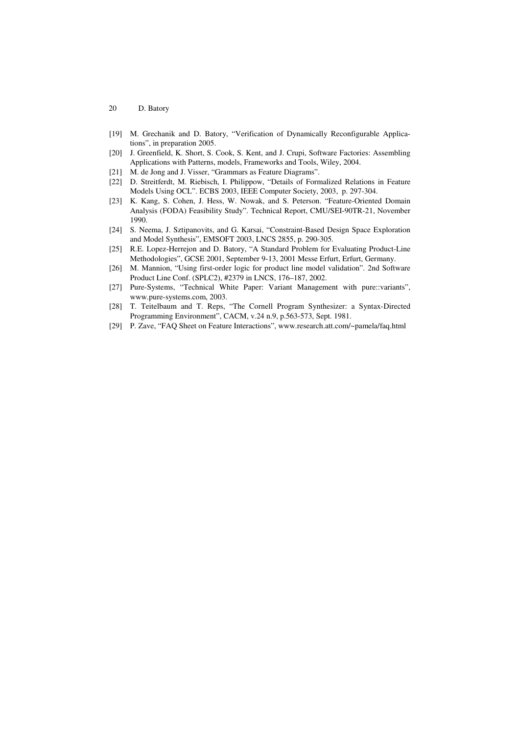[19] M. Grechanik and D. Batory, "Verification of Dynamically Reconfigurable Applications", in preparation 2005.

[20] J. Greenfield, K. Short, S. Cook, S. Kent, and J. Crupi, Software Factories: Assembling Applications with Patterns, models, Frameworks and Tools, Wiley, 2004.

[21] M. de Jong and J. Visser, "Grammars as Feature Diagrams".

[22] D. Streitferdt, M. Riebisch, I. Philippow, "Details of Formalized Relations in Feature Models Using OCL". ECBS 2003, IEEE Computer Society, 2003, p. 297-304.

[23] K. Kang, S. Cohen, J. Hess, W. Nowak, and S. Peterson. "Feature-Oriented Domain Analysis (FODA) Feasibility Study". Technical Report, CMU/SEI-90TR-21, November 1990.

[24] S. Neema, J. Sztipanovits, and G. Karsai, "Constraint-Based Design Space Exploration and Model Synthesis", EMSOFT 2003, LNCS 2855, p. 290-305.

[25] R.E. Lopez-Herrejon and D. Batory, "A Standard Problem for Evaluating Product-Line Methodologies", GCSE 2001, September 9-13, 2001 Messe Erfurt, Erfurt, Germany.

[26] M. Mannion, "Using first-order logic for product line model validation". 2nd Software Product Line Conf. (SPLC2), #2379 in LNCS, 176–187, 2002.

[27] Pure-Systems, "Technical White Paper: Variant Management with pure::variants", www.pure-systems.com, 2003.

[28] T. Teitelbaum and T. Reps, "The Cornell Program Synthesizer: a Syntax-Directed Programming Environment", CACM, v.24 n.9, p.563-573, Sept. 1981.

[29] P. Zave, "FAQ Sheet on Feature Interactions", www.research.att.com/~pamela/faq.html